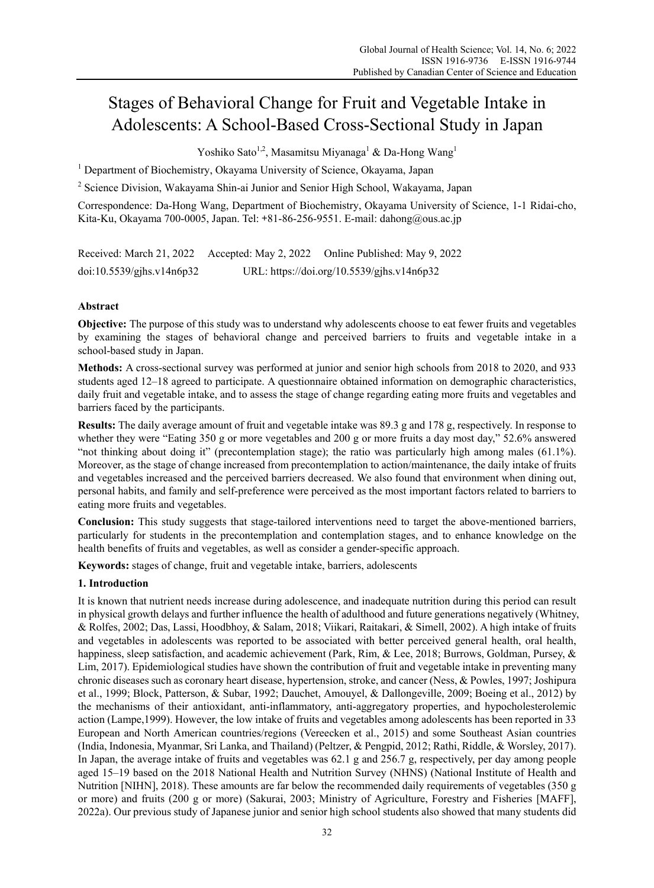# Stages of Behavioral Change for Fruit and Vegetable Intake in Adolescents: A School-Based Cross-Sectional Study in Japan

Yoshiko Sato[1,2], Masamitsu Miyanaga[1] & Da-Hong Wang[1]

[1] Department of Biochemistry, Okayama University of Science, Okayama, Japan

[2] Science Division, Wakayama Shin-ai Junior and Senior High School, Wakayama, Japan

Correspondence: Da-Hong Wang, Department of Biochemistry, Okayama University of Science, 1-1 Ridai-cho, Kita-Ku, Okayama 700-0005, Japan. Tel: +81-86-256-9551. E-mail: dahong@ous.ac.jp

Received: March 21, 2022 Accepted: May 2, 2022 Online Published: May 9, 2022

doi:10.5539/gjhs.v14n6p32 URL: https://doi.org/10.5539/gjhs.v14n6p32

## Abstract

**Objective:** The purpose of this study was to understand why adolescents choose to eat fewer fruits and vegetables by examining the stages of behavioral change and perceived barriers to fruits and vegetable intake in a school-based study in Japan.

**Methods:** A cross-sectional survey was performed at junior and senior high schools from 2018 to 2020, and 933 students aged 12–18 agreed to participate. A questionnaire obtained information on demographic characteristics, daily fruit and vegetable intake, and to assess the stage of change regarding eating more fruits and vegetables and barriers faced by the participants.

**Results:** The daily average amount of fruit and vegetable intake was 89.3 g and 178 g, respectively. In response to whether they were "Eating 350 g or more vegetables and 200 g or more fruits a day most day," 52.6% answered "not thinking about doing it" (precontemplation stage); the ratio was particularly high among males (61.1%). Moreover, as the stage of change increased from precontemplation to action/maintenance, the daily intake of fruits and vegetables increased and the perceived barriers decreased. We also found that environment when dining out, personal habits, and family and self-preference were perceived as the most important factors related to barriers to eating more fruits and vegetables.

**Conclusion:** This study suggests that stage-tailored interventions need to target the above-mentioned barriers, particularly for students in the precontemplation and contemplation stages, and to enhance knowledge on the health benefits of fruits and vegetables, as well as consider a gender-specific approach.

**Keywords:** stages of change, fruit and vegetable intake, barriers, adolescents

## 1. Introduction

It is known that nutrient needs increase during adolescence, and inadequate nutrition during this period can result in physical growth delays and further influence the health of adulthood and future generations negatively (Whitney, & Rolfes, 2002; Das, Lassi, Hoodbhoy, & Salam, 2018; Viikari, Raitakari, & Simell, 2002). A high intake of fruits and vegetables in adolescents was reported to be associated with better perceived general health, oral health, happiness, sleep satisfaction, and academic achievement (Park, Rim, & Lee, 2018; Burrows, Goldman, Pursey, & Lim, 2017). Epidemiological studies have shown the contribution of fruit and vegetable intake in preventing many chronic diseases such as coronary heart disease, hypertension, stroke, and cancer (Ness, & Powles, 1997; Joshipura et al., 1999; Block, Patterson, & Subar, 1992; Dauchet, Amouyel, & Dallongeville, 2009; Boeing et al., 2012) by the mechanisms of their antioxidant, anti-inflammatory, anti-aggregatory properties, and hypocholesterolemic action (Lampe,1999). However, the low intake of fruits and vegetables among adolescents has been reported in 33 European and North American countries/regions (Vereecken et al., 2015) and some Southeast Asian countries (India, Indonesia, Myanmar, Sri Lanka, and Thailand) (Peltzer, & Pengpid, 2012; Rathi, Riddle, & Worsley, 2017). In Japan, the average intake of fruits and vegetables was 62.1 g and 256.7 g, respectively, per day among people aged 15–19 based on the 2018 National Health and Nutrition Survey (NHNS) (National Institute of Health and Nutrition [NIHN], 2018). These amounts are far below the recommended daily requirements of vegetables (350 g or more) and fruits (200 g or more) (Sakurai, 2003; Ministry of Agriculture, Forestry and Fisheries [MAFF], 2022a). Our previous study of Japanese junior and senior high school students also showed that many students did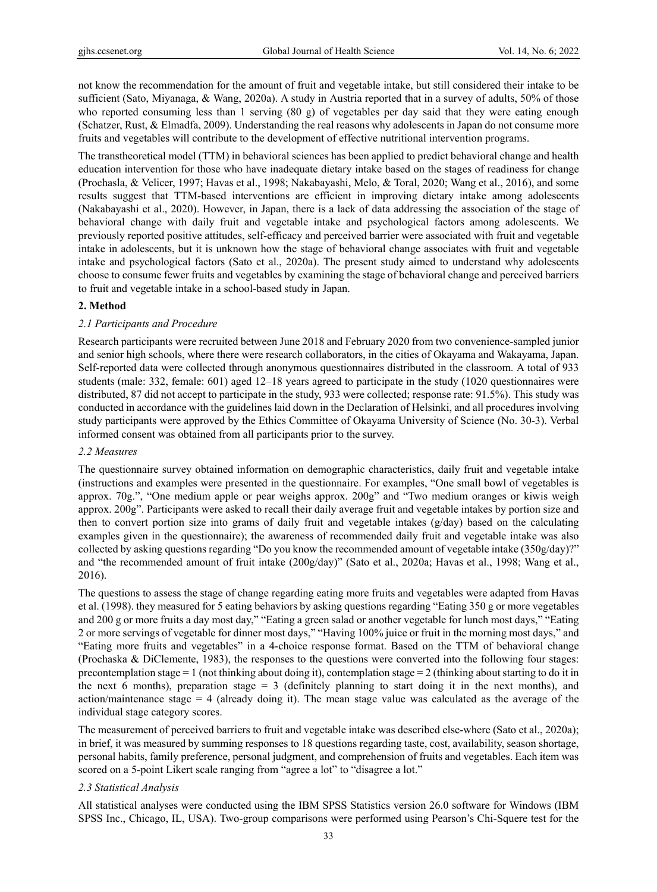not know the recommendation for the amount of fruit and vegetable intake, but still considered their intake to be sufficient (Sato, Miyanaga, & Wang, 2020a). A study in Austria reported that in a survey of adults, 50% of those who reported consuming less than 1 serving (80 g) of vegetables per day said that they were eating enough (Schatzer, Rust, & Elmadfa, 2009). Understanding the real reasons why adolescents in Japan do not consume more fruits and vegetables will contribute to the development of effective nutritional intervention programs.

The transtheoretical model (TTM) in behavioral sciences has been applied to predict behavioral change and health education intervention for those who have inadequate dietary intake based on the stages of readiness for change (Prochasla, & Velicer, 1997; Havas et al., 1998; Nakabayashi, Melo, & Toral, 2020; Wang et al., 2016), and some results suggest that TTM-based interventions are efficient in improving dietary intake among adolescents (Nakabayashi et al., 2020). However, in Japan, there is a lack of data addressing the association of the stage of behavioral change with daily fruit and vegetable intake and psychological factors among adolescents. We previously reported positive attitudes, self-efficacy and perceived barrier were associated with fruit and vegetable intake in adolescents, but it is unknown how the stage of behavioral change associates with fruit and vegetable intake and psychological factors (Sato et al., 2020a). The present study aimed to understand why adolescents choose to consume fewer fruits and vegetables by examining the stage of behavioral change and perceived barriers to fruit and vegetable intake in a school-based study in Japan.

## 2. Method

### *2.1 Participants and Procedure*

Research participants were recruited between June 2018 and February 2020 from two convenience-sampled junior and senior high schools, where there were research collaborators, in the cities of Okayama and Wakayama, Japan. Self-reported data were collected through anonymous questionnaires distributed in the classroom. A total of 933 students (male: 332, female: 601) aged 12–18 years agreed to participate in the study (1020 questionnaires were distributed, 87 did not accept to participate in the study, 933 were collected; response rate: 91.5%). This study was conducted in accordance with the guidelines laid down in the Declaration of Helsinki, and all procedures involving study participants were approved by the Ethics Committee of Okayama University of Science (No. 30-3). Verbal informed consent was obtained from all participants prior to the survey.

### *2.2 Measures*

The questionnaire survey obtained information on demographic characteristics, daily fruit and vegetable intake (instructions and examples were presented in the questionnaire. For examples, "One small bowl of vegetables is approx. 70g.", "One medium apple or pear weighs approx. 200g" and "Two medium oranges or kiwis weigh approx. 200g". Participants were asked to recall their daily average fruit and vegetable intakes by portion size and then to convert portion size into grams of daily fruit and vegetable intakes (g/day) based on the calculating examples given in the questionnaire); the awareness of recommended daily fruit and vegetable intake was also collected by asking questions regarding "Do you know the recommended amount of vegetable intake (350g/day)?" and "the recommended amount of fruit intake (200g/day)" (Sato et al., 2020a; Havas et al., 1998; Wang et al., 2016).

The questions to assess the stage of change regarding eating more fruits and vegetables were adapted from Havas et al. (1998). they measured for 5 eating behaviors by asking questions regarding "Eating 350 g or more vegetables and 200 g or more fruits a day most day," "Eating a green salad or another vegetable for lunch most days," "Eating 2 or more servings of vegetable for dinner most days," "Having 100% juice or fruit in the morning most days," and "Eating more fruits and vegetables" in a 4-choice response format. Based on the TTM of behavioral change (Prochaska & DiClemente, 1983), the responses to the questions were converted into the following four stages: precontemplation stage = 1 (not thinking about doing it), contemplation stage = 2 (thinking about starting to do it in the next 6 months), preparation stage = 3 (definitely planning to start doing it in the next months), and action/maintenance stage = 4 (already doing it). The mean stage value was calculated as the average of the individual stage category scores.

The measurement of perceived barriers to fruit and vegetable intake was described else-where (Sato et al., 2020a); in brief, it was measured by summing responses to 18 questions regarding taste, cost, availability, season shortage, personal habits, family preference, personal judgment, and comprehension of fruits and vegetables. Each item was scored on a 5-point Likert scale ranging from "agree a lot" to "disagree a lot."

### *2.3 Statistical Analysis*

All statistical analyses were conducted using the IBM SPSS Statistics version 26.0 software for Windows (IBM SPSS Inc., Chicago, IL, USA). Two-group comparisons were performed using Pearson's Chi-Squere test for the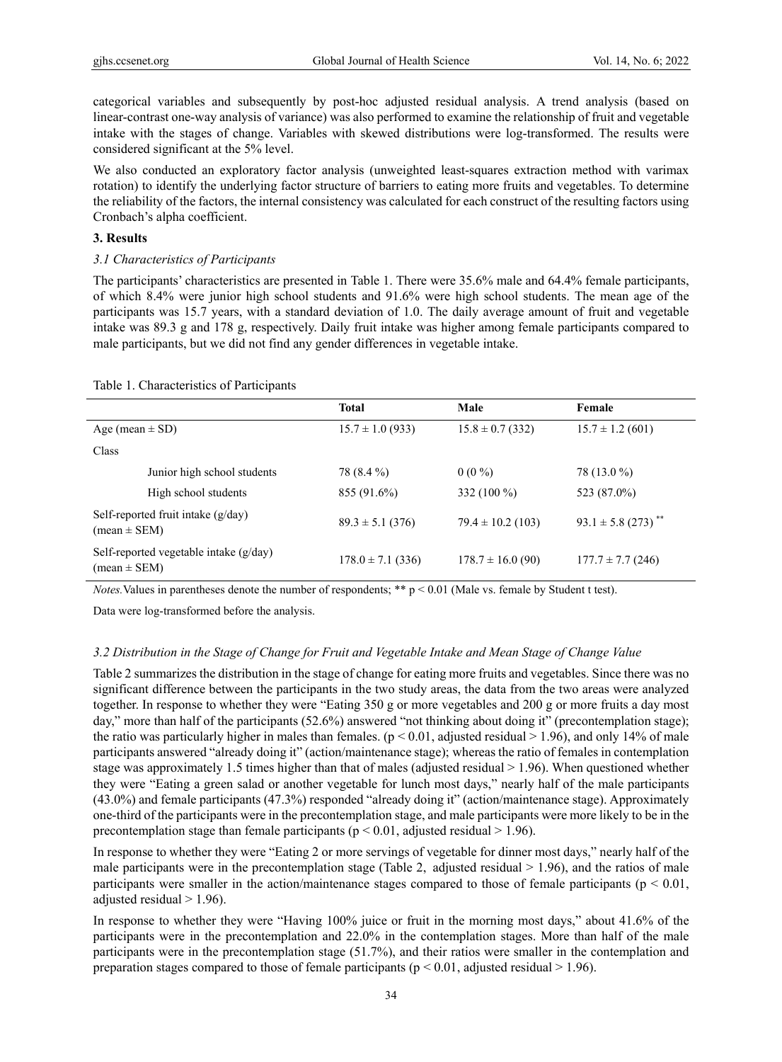categorical variables and subsequently by post-hoc adjusted residual analysis. A trend analysis (based on linear-contrast one-way analysis of variance) was also performed to examine the relationship of fruit and vegetable intake with the stages of change. Variables with skewed distributions were log-transformed. The results were considered significant at the 5% level.

We also conducted an exploratory factor analysis (unweighted least-squares extraction method with varimax rotation) to identify the underlying factor structure of barriers to eating more fruits and vegetables. To determine the reliability of the factors, the internal consistency was calculated for each construct of the resulting factors using Cronbach's alpha coefficient.

## 3. Results

### *3.1 Characteristics of Participants*

The participants' characteristics are presented in Table 1. There were 35.6% male and 64.4% female participants, of which 8.4% were junior high school students and 91.6% were high school students. The mean age of the participants was 15.7 years, with a standard deviation of 1.0. The daily average amount of fruit and vegetable intake was 89.3 g and 178 g, respectively. Daily fruit intake was higher among female participants compared to male participants, but we did not find any gender differences in vegetable intake.

Table 1. Characteristics of Participants

| | Total | Male | Female |
|---|---|---|---|
| Age (mean ± SD) | 15.7 ± 1.0 (933) | 15.8 ± 0.7 (332) | 15.7 ± 1.2 (601) |
| Class | | | |
| Junior high school students | 78 (8.4 %) | 0 (0 %) | 78 (13.0 %) |
| High school students | 855 (91.6%) | 332 (100 %) | 523 (87.0%) |
| Self-reported fruit intake (g/day) (mean ± SEM) | 89.3 ± 5.1 (376) | 79.4 ± 10.2 (103) | 93.1 ± 5.8 (273) ** |
| Self-reported vegetable intake (g/day) (mean ± SEM) | 178.0 ± 7.1 (336) | 178.7 ± 16.0 (90) | 177.7 ± 7.7 (246) |

*Notes.* Values in parentheses denote the number of respondents; ** $p < 0.01$ (Male vs. female by Student t test).

Data were log-transformed before the analysis.

### *3.2 Distribution in the Stage of Change for Fruit and Vegetable Intake and Mean Stage of Change Value*

Table 2 summarizes the distribution in the stage of change for eating more fruits and vegetables. Since there was no significant difference between the participants in the two study areas, the data from the two areas were analyzed together. In response to whether they were "Eating 350 g or more vegetables and 200 g or more fruits a day most day," more than half of the participants (52.6%) answered "not thinking about doing it" (precontemplation stage); the ratio was particularly higher in males than females. ($p < 0.01$, adjusted residual > 1.96), and only 14% of male participants answered "already doing it" (action/maintenance stage); whereas the ratio of females in contemplation stage was approximately 1.5 times higher than that of males (adjusted residual > 1.96). When questioned whether they were "Eating a green salad or another vegetable for lunch most days," nearly half of the male participants (43.0%) and female participants (47.3%) responded "already doing it" (action/maintenance stage). Approximately one-third of the participants were in the precontemplation stage, and male participants were more likely to be in the precontemplation stage than female participants ($p < 0.01$, adjusted residual > 1.96).

In response to whether they were "Eating 2 or more servings of vegetable for dinner most days," nearly half of the male participants were in the precontemplation stage (Table 2, adjusted residual > 1.96), and the ratios of male participants were smaller in the action/maintenance stages compared to those of female participants ($p < 0.01$, adjusted residual > 1.96).

In response to whether they were "Having 100% juice or fruit in the morning most days," about 41.6% of the participants were in the precontemplation and 22.0% in the contemplation stages. More than half of the male participants were in the precontemplation stage (51.7%), and their ratios were smaller in the contemplation and preparation stages compared to those of female participants ($p < 0.01$, adjusted residual > 1.96).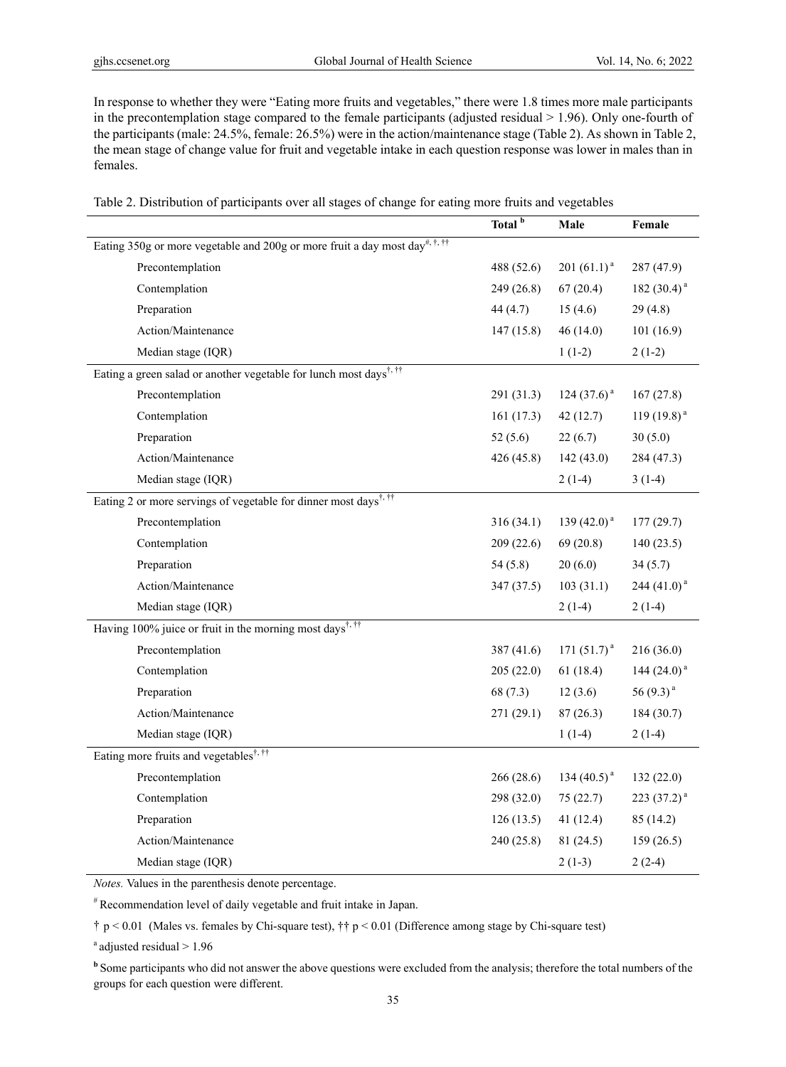In response to whether they were "Eating more fruits and vegetables," there were 1.8 times more male participants in the precontemplation stage compared to the female participants (adjusted residual > 1.96). Only one-fourth of the participants (male: 24.5%, female: 26.5%) were in the action/maintenance stage (Table 2). As shown in Table 2, the mean stage of change value for fruit and vegetable intake in each question response was lower in males than in females.

Table 2. Distribution of participants over all stages of change for eating more fruits and vegetables

| | Total [b] | Male | Female |
|---|---|---|---|
| Eating 350g or more vegetable and 200g or more fruit a day most day[#, †, ††] | | | |
| Precontemplation | 488 (52.6) | 201 (61.1) [a] | 287 (47.9) |
| Contemplation | 249 (26.8) | 67 (20.4) | 182 (30.4) [a] |
| Preparation | 44 (4.7) | 15 (4.6) | 29 (4.8) |
| Action/Maintenance | 147 (15.8) | 46 (14.0) | 101 (16.9) |
| Median stage (IQR) | | 1 (1-2) | 2 (1-2) |
| Eating a green salad or another vegetable for lunch most days[†, ††] | | | |
| Precontemplation | 291 (31.3) | 124 (37.6) [a] | 167 (27.8) |
| Contemplation | 161 (17.3) | 42 (12.7) | 119 (19.8) [a] |
| Preparation | 52 (5.6) | 22 (6.7) | 30 (5.0) |
| Action/Maintenance | 426 (45.8) | 142 (43.0) | 284 (47.3) |
| Median stage (IQR) | | 2 (1-4) | 3 (1-4) |
| Eating 2 or more servings of vegetable for dinner most days[†, ††] | | | |
| Precontemplation | 316 (34.1) | 139 (42.0) [a] | 177 (29.7) |
| Contemplation | 209 (22.6) | 69 (20.8) | 140 (23.5) |
| Preparation | 54 (5.8) | 20 (6.0) | 34 (5.7) |
| Action/Maintenance | 347 (37.5) | 103 (31.1) | 244 (41.0) [a] |
| Median stage (IQR) | | 2 (1-4) | 2 (1-4) |
| Having 100% juice or fruit in the morning most days[†, ††] | | | |
| Precontemplation | 387 (41.6) | 171 (51.7) [a] | 216 (36.0) |
| Contemplation | 205 (22.0) | 61 (18.4) | 144 (24.0) [a] |
| Preparation | 68 (7.3) | 12 (3.6) | 56 (9.3) [a] |
| Action/Maintenance | 271 (29.1) | 87 (26.3) | 184 (30.7) |
| Median stage (IQR) | | 1 (1-4) | 2 (1-4) |
| Eating more fruits and vegetables[†, ††] | | | |
| Precontemplation | 266 (28.6) | 134 (40.5) [a] | 132 (22.0) |
| Contemplation | 298 (32.0) | 75 (22.7) | 223 (37.2) [a] |
| Preparation | 126 (13.5) | 41 (12.4) | 85 (14.2) |
| Action/Maintenance | 240 (25.8) | 81 (24.5) | 159 (26.5) |
| Median stage (IQR) | | 2 (1-3) | 2 (2-4) |

*Notes.* Values in the parenthesis denote percentage.

[#] Recommendation level of daily vegetable and fruit intake in Japan.

† $p < 0.01$ (Males vs. females by Chi-square test), †† $p < 0.01$ (Difference among stage by Chi-square test)

[a] adjusted residual > 1.96

[b] Some participants who did not answer the above questions were excluded from the analysis; therefore the total numbers of the groups for each question were different.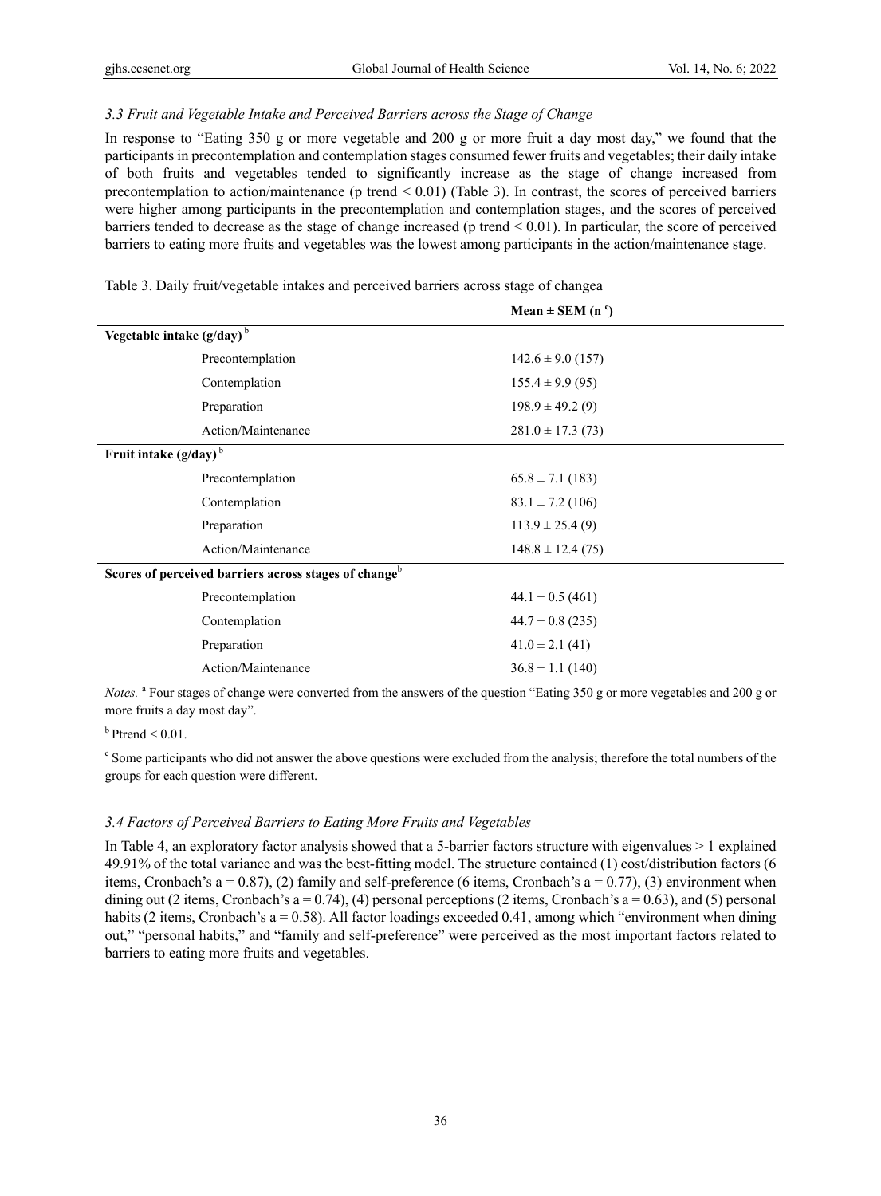### *3.3 Fruit and Vegetable Intake and Perceived Barriers across the Stage of Change*

In response to "Eating 350 g or more vegetable and 200 g or more fruit a day most day," we found that the participants in precontemplation and contemplation stages consumed fewer fruits and vegetables; their daily intake of both fruits and vegetables tended to significantly increase as the stage of change increased from precontemplation to action/maintenance ($p$ trend $< 0.01$) (Table 3). In contrast, the scores of perceived barriers were higher among participants in the precontemplation and contemplation stages, and the scores of perceived barriers tended to decrease as the stage of change increased ($p$ trend $< 0.01$). In particular, the score of perceived barriers to eating more fruits and vegetables was the lowest among participants in the action/maintenance stage.

Table 3. Daily fruit/vegetable intakes and perceived barriers across stage of changea

| | Mean ± SEM (n [c]) |
|---|---|
| **Vegetable intake (g/day)** [b] | |
| Precontemplation | 142.6 ± 9.0 (157) |
| Contemplation | 155.4 ± 9.9 (95) |
| Preparation | 198.9 ± 49.2 (9) |
| Action/Maintenance | 281.0 ± 17.3 (73) |
| **Fruit intake (g/day)** [b] | |
| Precontemplation | 65.8 ± 7.1 (183) |
| Contemplation | 83.1 ± 7.2 (106) |
| Preparation | 113.9 ± 25.4 (9) |
| Action/Maintenance | 148.8 ± 12.4 (75) |
| **Scores of perceived barriers across stages of change**[b] | |
| Precontemplation | 44.1 ± 0.5 (461) |
| Contemplation | 44.7 ± 0.8 (235) |
| Preparation | 41.0 ± 2.1 (41) |
| Action/Maintenance | 36.8 ± 1.1 (140) |

*Notes.* [a] Four stages of change were converted from the answers of the question "Eating 350 g or more vegetables and 200 g or more fruits a day most day".

[b] Ptrend $< 0.01$.

[c] Some participants who did not answer the above questions were excluded from the analysis; therefore the total numbers of the groups for each question were different.

### *3.4 Factors of Perceived Barriers to Eating More Fruits and Vegetables*

In Table 4, an exploratory factor analysis showed that a 5-barrier factors structure with eigenvalues > 1 explained 49.91% of the total variance and was the best-fitting model. The structure contained (1) cost/distribution factors (6 items, Cronbach's a = 0.87), (2) family and self-preference (6 items, Cronbach's a = 0.77), (3) environment when dining out (2 items, Cronbach's a = 0.74), (4) personal perceptions (2 items, Cronbach's a = 0.63), and (5) personal habits (2 items, Cronbach's a = 0.58). All factor loadings exceeded 0.41, among which "environment when dining out," "personal habits," and "family and self-preference" were perceived as the most important factors related to barriers to eating more fruits and vegetables.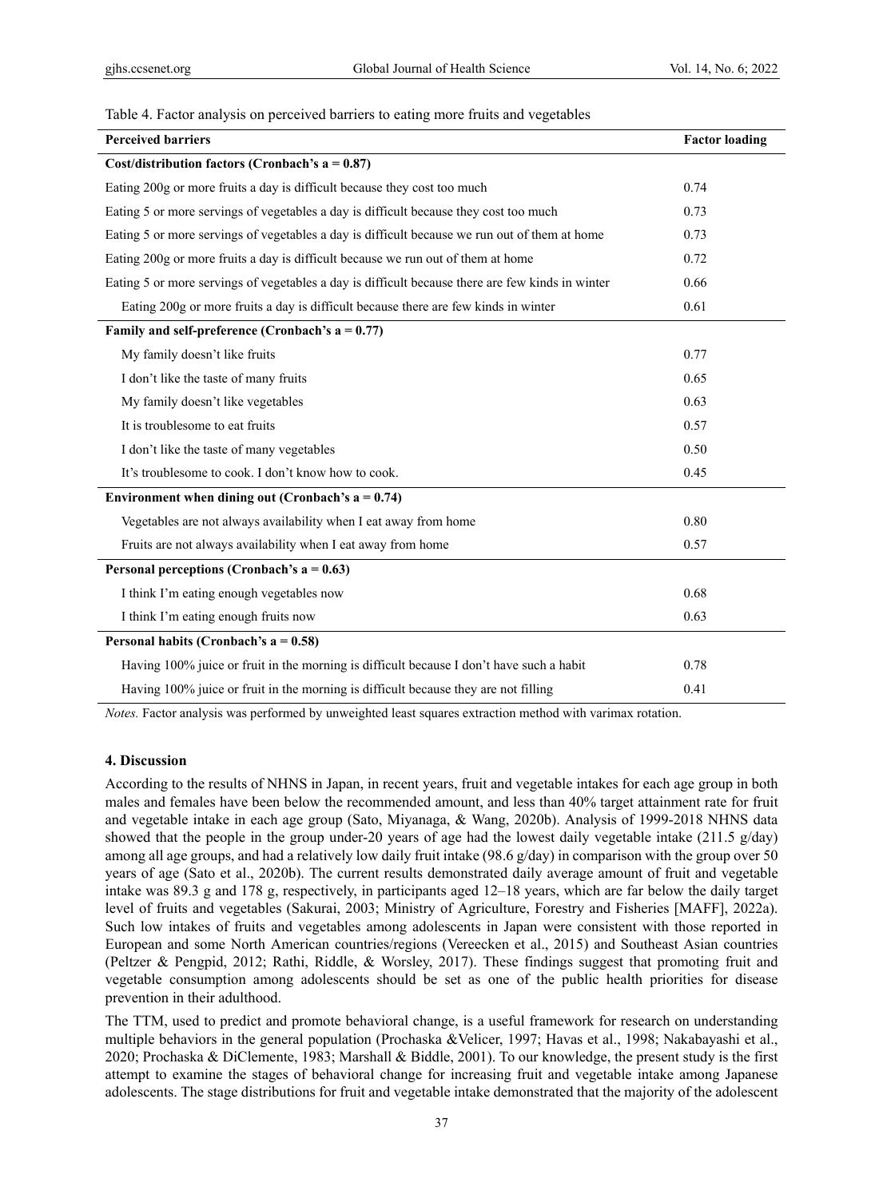Table 4. Factor analysis on perceived barriers to eating more fruits and vegetables

| Perceived barriers | Factor loading |
|---|---|
| **Cost/distribution factors (Cronbach's a = 0.87)** | |
| Eating 200g or more fruits a day is difficult because they cost too much | 0.74 |
| Eating 5 or more servings of vegetables a day is difficult because they cost too much | 0.73 |
| Eating 5 or more servings of vegetables a day is difficult because we run out of them at home | 0.73 |
| Eating 200g or more fruits a day is difficult because we run out of them at home | 0.72 |
| Eating 5 or more servings of vegetables a day is difficult because there are few kinds in winter | 0.66 |
| Eating 200g or more fruits a day is difficult because there are few kinds in winter | 0.61 |
| **Family and self-preference (Cronbach's a = 0.77)** | |
| My family doesn't like fruits | 0.77 |
| I don't like the taste of many fruits | 0.65 |
| My family doesn't like vegetables | 0.63 |
| It is troublesome to eat fruits | 0.57 |
| I don't like the taste of many vegetables | 0.50 |
| It's troublesome to cook. I don't know how to cook. | 0.45 |
| **Environment when dining out (Cronbach's a = 0.74)** | |
| Vegetables are not always availability when I eat away from home | 0.80 |
| Fruits are not always availability when I eat away from home | 0.57 |
| **Personal perceptions (Cronbach's a = 0.63)** | |
| I think I'm eating enough vegetables now | 0.68 |
| I think I'm eating enough fruits now | 0.63 |
| **Personal habits (Cronbach's a = 0.58)** | |
| Having 100% juice or fruit in the morning is difficult because I don't have such a habit | 0.78 |
| Having 100% juice or fruit in the morning is difficult because they are not filling | 0.41 |

*Notes.* Factor analysis was performed by unweighted least squares extraction method with varimax rotation.

## 4. Discussion

According to the results of NHNS in Japan, in recent years, fruit and vegetable intakes for each age group in both males and females have been below the recommended amount, and less than 40% target attainment rate for fruit and vegetable intake in each age group (Sato, Miyanaga, & Wang, 2020b). Analysis of 1999-2018 NHNS data showed that the people in the group under-20 years of age had the lowest daily vegetable intake (211.5 g/day) among all age groups, and had a relatively low daily fruit intake (98.6 g/day) in comparison with the group over 50 years of age (Sato et al., 2020b). The current results demonstrated daily average amount of fruit and vegetable intake was 89.3 g and 178 g, respectively, in participants aged 12–18 years, which are far below the daily target level of fruits and vegetables (Sakurai, 2003; Ministry of Agriculture, Forestry and Fisheries [MAFF], 2022a). Such low intakes of fruits and vegetables among adolescents in Japan were consistent with those reported in European and some North American countries/regions (Vereecken et al., 2015) and Southeast Asian countries (Peltzer & Pengpid, 2012; Rathi, Riddle, & Worsley, 2017). These findings suggest that promoting fruit and vegetable consumption among adolescents should be set as one of the public health priorities for disease prevention in their adulthood.

The TTM, used to predict and promote behavioral change, is a useful framework for research on understanding multiple behaviors in the general population (Prochaska &Velicer, 1997; Havas et al., 1998; Nakabayashi et al., 2020; Prochaska & DiClemente, 1983; Marshall & Biddle, 2001). To our knowledge, the present study is the first attempt to examine the stages of behavioral change for increasing fruit and vegetable intake among Japanese adolescents. The stage distributions for fruit and vegetable intake demonstrated that the majority of the adolescent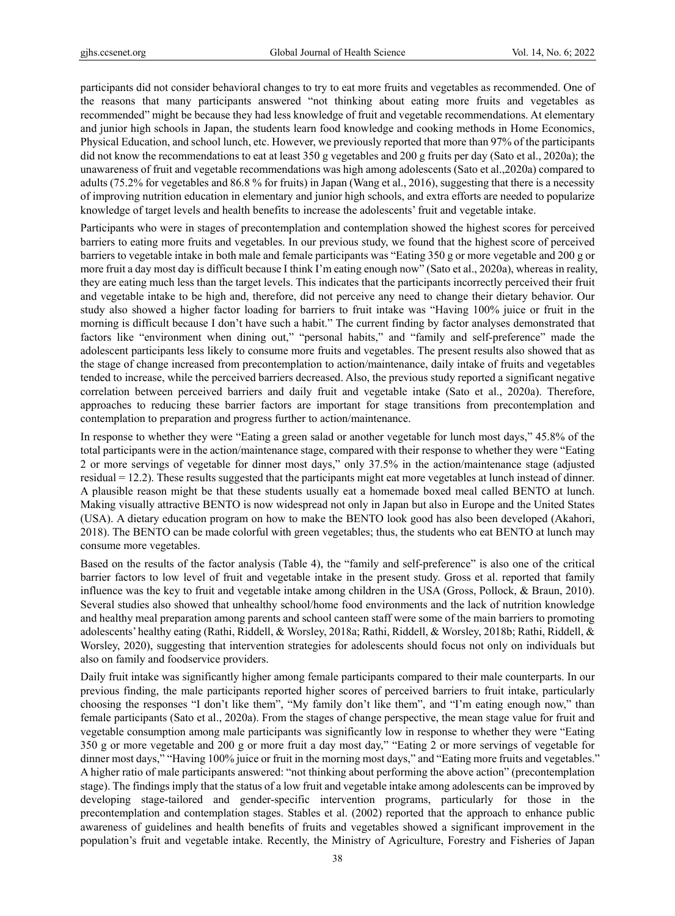participants did not consider behavioral changes to try to eat more fruits and vegetables as recommended. One of the reasons that many participants answered "not thinking about eating more fruits and vegetables as recommended" might be because they had less knowledge of fruit and vegetable recommendations. At elementary and junior high schools in Japan, the students learn food knowledge and cooking methods in Home Economics, Physical Education, and school lunch, etc. However, we previously reported that more than 97% of the participants did not know the recommendations to eat at least 350 g vegetables and 200 g fruits per day (Sato et al., 2020a); the unawareness of fruit and vegetable recommendations was high among adolescents (Sato et al.,2020a) compared to adults (75.2% for vegetables and 86.8 % for fruits) in Japan (Wang et al., 2016), suggesting that there is a necessity of improving nutrition education in elementary and junior high schools, and extra efforts are needed to popularize knowledge of target levels and health benefits to increase the adolescents' fruit and vegetable intake.

Participants who were in stages of precontemplation and contemplation showed the highest scores for perceived barriers to eating more fruits and vegetables. In our previous study, we found that the highest score of perceived barriers to vegetable intake in both male and female participants was "Eating 350 g or more vegetable and 200 g or more fruit a day most day is difficult because I think I'm eating enough now" (Sato et al., 2020a), whereas in reality, they are eating much less than the target levels. This indicates that the participants incorrectly perceived their fruit and vegetable intake to be high and, therefore, did not perceive any need to change their dietary behavior. Our study also showed a higher factor loading for barriers to fruit intake was "Having 100% juice or fruit in the morning is difficult because I don't have such a habit." The current finding by factor analyses demonstrated that factors like "environment when dining out," "personal habits," and "family and self-preference" made the adolescent participants less likely to consume more fruits and vegetables. The present results also showed that as the stage of change increased from precontemplation to action/maintenance, daily intake of fruits and vegetables tended to increase, while the perceived barriers decreased. Also, the previous study reported a significant negative correlation between perceived barriers and daily fruit and vegetable intake (Sato et al., 2020a). Therefore, approaches to reducing these barrier factors are important for stage transitions from precontemplation and contemplation to preparation and progress further to action/maintenance.

In response to whether they were "Eating a green salad or another vegetable for lunch most days," 45.8% of the total participants were in the action/maintenance stage, compared with their response to whether they were "Eating 2 or more servings of vegetable for dinner most days," only 37.5% in the action/maintenance stage (adjusted residual = 12.2). These results suggested that the participants might eat more vegetables at lunch instead of dinner. A plausible reason might be that these students usually eat a homemade boxed meal called BENTO at lunch. Making visually attractive BENTO is now widespread not only in Japan but also in Europe and the United States (USA). A dietary education program on how to make the BENTO look good has also been developed (Akahori, 2018). The BENTO can be made colorful with green vegetables; thus, the students who eat BENTO at lunch may consume more vegetables.

Based on the results of the factor analysis (Table 4), the "family and self-preference" is also one of the critical barrier factors to low level of fruit and vegetable intake in the present study. Gross et al. reported that family influence was the key to fruit and vegetable intake among children in the USA (Gross, Pollock, & Braun, 2010). Several studies also showed that unhealthy school/home food environments and the lack of nutrition knowledge and healthy meal preparation among parents and school canteen staff were some of the main barriers to promoting adolescents' healthy eating (Rathi, Riddell, & Worsley, 2018a; Rathi, Riddell, & Worsley, 2018b; Rathi, Riddell, & Worsley, 2020), suggesting that intervention strategies for adolescents should focus not only on individuals but also on family and foodservice providers.

Daily fruit intake was significantly higher among female participants compared to their male counterparts. In our previous finding, the male participants reported higher scores of perceived barriers to fruit intake, particularly choosing the responses "I don't like them", "My family don't like them", and "I'm eating enough now," than female participants (Sato et al., 2020a). From the stages of change perspective, the mean stage value for fruit and vegetable consumption among male participants was significantly low in response to whether they were "Eating 350 g or more vegetable and 200 g or more fruit a day most day," "Eating 2 or more servings of vegetable for dinner most days," "Having 100% juice or fruit in the morning most days," and "Eating more fruits and vegetables." A higher ratio of male participants answered: "not thinking about performing the above action" (precontemplation stage). The findings imply that the status of a low fruit and vegetable intake among adolescents can be improved by developing stage-tailored and gender-specific intervention programs, particularly for those in the precontemplation and contemplation stages. Stables et al. (2002) reported that the approach to enhance public awareness of guidelines and health benefits of fruits and vegetables showed a significant improvement in the population's fruit and vegetable intake. Recently, the Ministry of Agriculture, Forestry and Fisheries of Japan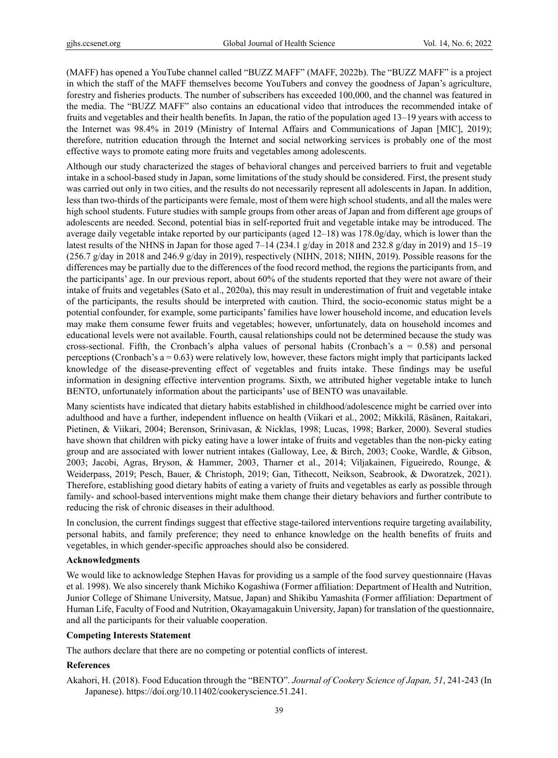(MAFF) has opened a YouTube channel called "BUZZ MAFF" (MAFF, 2022b). The "BUZZ MAFF" is a project in which the staff of the MAFF themselves become YouTubers and convey the goodness of Japan's agriculture, forestry and fisheries products. The number of subscribers has exceeded 100,000, and the channel was featured in the media. The "BUZZ MAFF" also contains an educational video that introduces the recommended intake of fruits and vegetables and their health benefits. In Japan, the ratio of the population aged 13–19 years with access to the Internet was 98.4% in 2019 (Ministry of Internal Affairs and Communications of Japan [MIC], 2019); therefore, nutrition education through the Internet and social networking services is probably one of the most effective ways to promote eating more fruits and vegetables among adolescents.

Although our study characterized the stages of behavioral changes and perceived barriers to fruit and vegetable intake in a school-based study in Japan, some limitations of the study should be considered. First, the present study was carried out only in two cities, and the results do not necessarily represent all adolescents in Japan. In addition, less than two-thirds of the participants were female, most of them were high school students, and all the males were high school students. Future studies with sample groups from other areas of Japan and from different age groups of adolescents are needed. Second, potential bias in self-reported fruit and vegetable intake may be introduced. The average daily vegetable intake reported by our participants (aged 12–18) was 178.0g/day, which is lower than the latest results of the NHNS in Japan for those aged 7–14 (234.1 g/day in 2018 and 232.8 g/day in 2019) and 15–19 (256.7 g/day in 2018 and 246.9 g/day in 2019), respectively (NIHN, 2018; NIHN, 2019). Possible reasons for the differences may be partially due to the differences of the food record method, the regions the participants from, and the participants' age. In our previous report, about 60% of the students reported that they were not aware of their intake of fruits and vegetables (Sato et al., 2020a), this may result in underestimation of fruit and vegetable intake of the participants, the results should be interpreted with caution. Third, the socio-economic status might be a potential confounder, for example, some participants' families have lower household income, and education levels may make them consume fewer fruits and vegetables; however, unfortunately, data on household incomes and educational levels were not available. Fourth, causal relationships could not be determined because the study was cross-sectional. Fifth, the Cronbach's alpha values of personal habits (Cronbach's a = 0.58) and personal perceptions (Cronbach's a = 0.63) were relatively low, however, these factors might imply that participants lacked knowledge of the disease-preventing effect of vegetables and fruits intake. These findings may be useful information in designing effective intervention programs. Sixth, we attributed higher vegetable intake to lunch BENTO, unfortunately information about the participants' use of BENTO was unavailable.

Many scientists have indicated that dietary habits established in childhood/adolescence might be carried over into adulthood and have a further, independent influence on health (Viikari et al., 2002; Mikkilä, Räsänen, Raitakari, Pietinen, & Viikari, 2004; Berenson, Srinivasan, & Nicklas, 1998; Lucas, 1998; Barker, 2000). Several studies have shown that children with picky eating have a lower intake of fruits and vegetables than the non-picky eating group and are associated with lower nutrient intakes (Galloway, Lee, & Birch, 2003; Cooke, Wardle, & Gibson, 2003; Jacobi, Agras, Bryson, & Hammer, 2003, Tharner et al., 2014; Viljakainen, Figueiredo, Rounge, & Weiderpass, 2019; Pesch, Bauer, & Christoph, 2019; Gan, Tithecott, Neikson, Seabrook, & Dworatzek, 2021). Therefore, establishing good dietary habits of eating a variety of fruits and vegetables as early as possible through family- and school-based interventions might make them change their dietary behaviors and further contribute to reducing the risk of chronic diseases in their adulthood.

In conclusion, the current findings suggest that effective stage-tailored interventions require targeting availability, personal habits, and family preference; they need to enhance knowledge on the health benefits of fruits and vegetables, in which gender-specific approaches should also be considered.

**Acknowledgments**

We would like to acknowledge Stephen Havas for providing us a sample of the food survey questionnaire (Havas et al. 1998). We also sincerely thank Michiko Kogashiwa (Former affiliation: Department of Health and Nutrition, Junior College of Shimane University, Matsue, Japan) and Shikibu Yamashita (Former affiliation: Department of Human Life, Faculty of Food and Nutrition, Okayamagakuin University, Japan) for translation of the questionnaire, and all the participants for their valuable cooperation.

**Competing Interests Statement**

The authors declare that there are no competing or potential conflicts of interest.

**References**

Akahori, H. (2018). Food Education through the "BENTO". *Journal of Cookery Science of Japan, 51*, 241-243 (In Japanese). https://doi.org/10.11402/cookeryscience.51.241.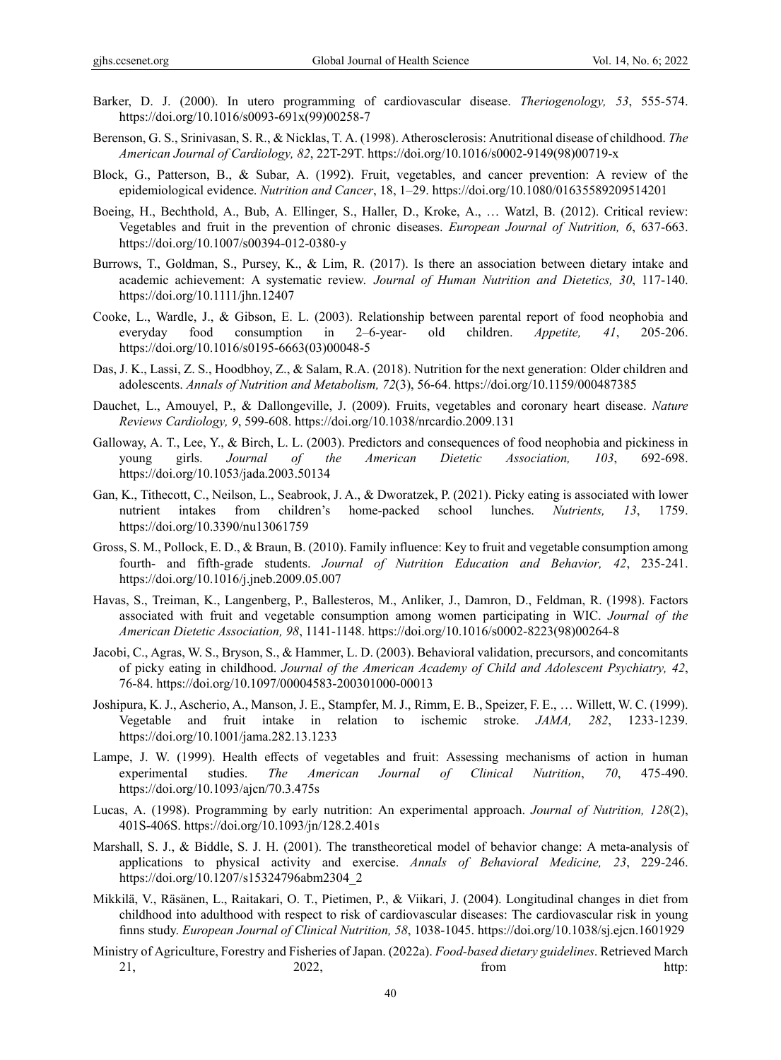Barker, D. J. (2000). In utero programming of cardiovascular disease. *Theriogenology, 53*, 555-574. https://doi.org/10.1016/s0093-691x(99)00258-7

Berenson, G. S., Srinivasan, S. R., & Nicklas, T. A. (1998). Atherosclerosis: Anutritional disease of childhood. *The American Journal of Cardiology, 82*, 22T-29T. https://doi.org/10.1016/s0002-9149(98)00719-x

Block, G., Patterson, B., & Subar, A. (1992). Fruit, vegetables, and cancer prevention: A review of the epidemiological evidence. *Nutrition and Cancer*, 18, 1–29. https://doi.org/10.1080/01635589209514201

Boeing, H., Bechthold, A., Bub, A. Ellinger, S., Haller, D., Kroke, A., … Watzl, B. (2012). Critical review: Vegetables and fruit in the prevention of chronic diseases. *European Journal of Nutrition, 6*, 637-663. https://doi.org/10.1007/s00394-012-0380-y

Burrows, T., Goldman, S., Pursey, K., & Lim, R. (2017). Is there an association between dietary intake and academic achievement: A systematic review. *Journal of Human Nutrition and Dietetics, 30*, 117-140. https://doi.org/10.1111/jhn.12407

Cooke, L., Wardle, J., & Gibson, E. L. (2003). Relationship between parental report of food neophobia and everyday food consumption in 2–6-year- old children. *Appetite, 41*, 205-206. https://doi.org/10.1016/s0195-6663(03)00048-5

Das, J. K., Lassi, Z. S., Hoodbhoy, Z., & Salam, R.A. (2018). Nutrition for the next generation: Older children and adolescents. *Annals of Nutrition and Metabolism, 72*(3), 56-64. https://doi.org/10.1159/000487385

Dauchet, L., Amouyel, P., & Dallongeville, J. (2009). Fruits, vegetables and coronary heart disease. *Nature Reviews Cardiology, 9*, 599-608. https://doi.org/10.1038/nrcardio.2009.131

Galloway, A. T., Lee, Y., & Birch, L. L. (2003). Predictors and consequences of food neophobia and pickiness in young girls. *Journal of the American Dietetic Association, 103*, 692-698. https://doi.org/10.1053/jada.2003.50134

Gan, K., Tithecott, C., Neilson, L., Seabrook, J. A., & Dworatzek, P. (2021). Picky eating is associated with lower nutrient intakes from children's home-packed school lunches. *Nutrients, 13*, 1759. https://doi.org/10.3390/nu13061759

Gross, S. M., Pollock, E. D., & Braun, B. (2010). Family influence: Key to fruit and vegetable consumption among fourth- and fifth-grade students. *Journal of Nutrition Education and Behavior, 42*, 235-241. https://doi.org/10.1016/j.jneb.2009.05.007

Havas, S., Treiman, K., Langenberg, P., Ballesteros, M., Anliker, J., Damron, D., Feldman, R. (1998). Factors associated with fruit and vegetable consumption among women participating in WIC. *Journal of the American Dietetic Association, 98*, 1141-1148. https://doi.org/10.1016/s0002-8223(98)00264-8

Jacobi, C., Agras, W. S., Bryson, S., & Hammer, L. D. (2003). Behavioral validation, precursors, and concomitants of picky eating in childhood. *Journal of the American Academy of Child and Adolescent Psychiatry, 42*, 76-84. https://doi.org/10.1097/00004583-200301000-00013

Joshipura, K. J., Ascherio, A., Manson, J. E., Stampfer, M. J., Rimm, E. B., Speizer, F. E., … Willett, W. C. (1999). Vegetable and fruit intake in relation to ischemic stroke. *JAMA, 282*, 1233-1239. https://doi.org/10.1001/jama.282.13.1233

Lampe, J. W. (1999). Health effects of vegetables and fruit: Assessing mechanisms of action in human experimental studies. *The American Journal of Clinical Nutrition*, *70*, 475-490. https://doi.org/10.1093/ajcn/70.3.475s

Lucas, A. (1998). Programming by early nutrition: An experimental approach. *Journal of Nutrition, 128*(2), 401S-406S. https://doi.org/10.1093/jn/128.2.401s

Marshall, S. J., & Biddle, S. J. H. (2001). The transtheoretical model of behavior change: A meta-analysis of applications to physical activity and exercise. *Annals of Behavioral Medicine, 23*, 229-246. https://doi.org/10.1207/s15324796abm2304_2

Mikkilä, V., Räsänen, L., Raitakari, O. T., Pietimen, P., & Viikari, J. (2004). Longitudinal changes in diet from childhood into adulthood with respect to risk of cardiovascular diseases: The cardiovascular risk in young finns study. *European Journal of Clinical Nutrition, 58*, 1038-1045. https://doi.org/10.1038/sj.ejcn.1601929

Ministry of Agriculture, Forestry and Fisheries of Japan. (2022a). *Food-based dietary guidelines*. Retrieved March 21, 2022, from http: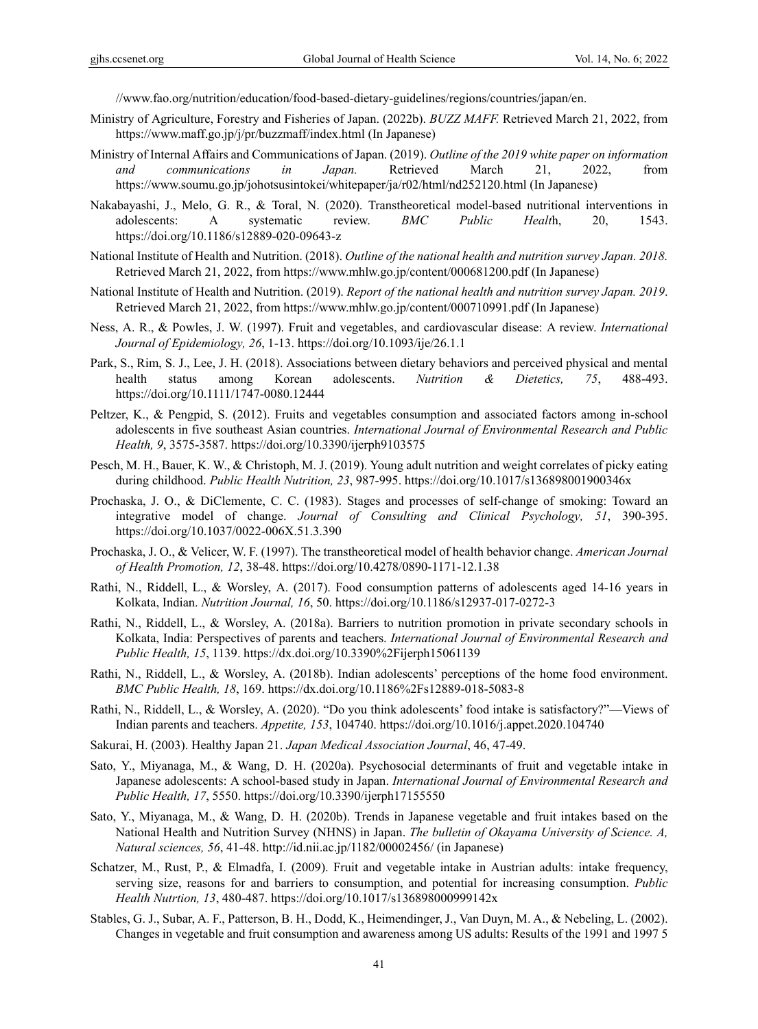//www.fao.org/nutrition/education/food-based-dietary-guidelines/regions/countries/japan/en.

Ministry of Agriculture, Forestry and Fisheries of Japan. (2022b). *BUZZ MAFF.* Retrieved March 21, 2022, from https://www.maff.go.jp/j/pr/buzzmaff/index.html (In Japanese)

Ministry of Internal Affairs and Communications of Japan. (2019). *Outline of the 2019 white paper on information and communications in Japan.* Retrieved March 21, 2022, from https://www.soumu.go.jp/johotsusintokei/whitepaper/ja/r02/html/nd252120.html (In Japanese)

Nakabayashi, J., Melo, G. R., & Toral, N. (2020). Transtheoretical model-based nutritional interventions in adolescents: A systematic review. *BMC Public Health*, 20, 1543. https://doi.org/10.1186/s12889-020-09643-z

National Institute of Health and Nutrition. (2018). *Outline of the national health and nutrition survey Japan. 2018.* Retrieved March 21, 2022, from https://www.mhlw.go.jp/content/000681200.pdf (In Japanese)

National Institute of Health and Nutrition. (2019). *Report of the national health and nutrition survey Japan. 2019*. Retrieved March 21, 2022, from https://www.mhlw.go.jp/content/000710991.pdf (In Japanese)

Ness, A. R., & Powles, J. W. (1997). Fruit and vegetables, and cardiovascular disease: A review. *International Journal of Epidemiology, 26*, 1-13. https://doi.org/10.1093/ije/26.1.1

Park, S., Rim, S. J., Lee, J. H. (2018). Associations between dietary behaviors and perceived physical and mental health status among Korean adolescents. *Nutrition & Dietetics, 75*, 488-493. https://doi.org/10.1111/1747-0080.12444

Peltzer, K., & Pengpid, S. (2012). Fruits and vegetables consumption and associated factors among in-school adolescents in five southeast Asian countries. *International Journal of Environmental Research and Public Health, 9*, 3575-3587. https://doi.org/10.3390/ijerph9103575

Pesch, M. H., Bauer, K. W., & Christoph, M. J. (2019). Young adult nutrition and weight correlates of picky eating during childhood. *Public Health Nutrition, 23*, 987-995. https://doi.org/10.1017/s136898001900346x

Prochaska, J. O., & DiClemente, C. C. (1983). Stages and processes of self-change of smoking: Toward an integrative model of change. *Journal of Consulting and Clinical Psychology, 51*, 390-395. https://doi.org/10.1037/0022-006X.51.3.390

Prochaska, J. O., & Velicer, W. F. (1997). The transtheoretical model of health behavior change. *American Journal of Health Promotion, 12*, 38-48. https://doi.org/10.4278/0890-1171-12.1.38

Rathi, N., Riddell, L., & Worsley, A. (2017). Food consumption patterns of adolescents aged 14-16 years in Kolkata, Indian. *Nutrition Journal, 16*, 50. https://doi.org/10.1186/s12937-017-0272-3

Rathi, N., Riddell, L., & Worsley, A. (2018a). Barriers to nutrition promotion in private secondary schools in Kolkata, India: Perspectives of parents and teachers. *International Journal of Environmental Research and Public Health, 15*, 1139. https://dx.doi.org/10.3390%2Fijerph15061139

Rathi, N., Riddell, L., & Worsley, A. (2018b). Indian adolescents' perceptions of the home food environment. *BMC Public Health, 18*, 169. https://dx.doi.org/10.1186%2Fs12889-018-5083-8

Rathi, N., Riddell, L., & Worsley, A. (2020). "Do you think adolescents' food intake is satisfactory?"—Views of Indian parents and teachers. *Appetite, 153*, 104740. https://doi.org/10.1016/j.appet.2020.104740

Sakurai, H. (2003). Healthy Japan 21. *Japan Medical Association Journal*, 46, 47-49.

Sato, Y., Miyanaga, M., & Wang, D. H. (2020a). Psychosocial determinants of fruit and vegetable intake in Japanese adolescents: A school-based study in Japan. *International Journal of Environmental Research and Public Health, 17*, 5550. https://doi.org/10.3390/ijerph17155550

Sato, Y., Miyanaga, M., & Wang, D. H. (2020b). Trends in Japanese vegetable and fruit intakes based on the National Health and Nutrition Survey (NHNS) in Japan. *The bulletin of Okayama University of Science. A, Natural sciences, 56*, 41-48. http://id.nii.ac.jp/1182/00002456/ (in Japanese)

Schatzer, M., Rust, P., & Elmadfa, I. (2009). Fruit and vegetable intake in Austrian adults: intake frequency, serving size, reasons for and barriers to consumption, and potential for increasing consumption. *Public Health Nutrtion, 13*, 480-487. https://doi.org/10.1017/s136898000999142x

Stables, G. J., Subar, A. F., Patterson, B. H., Dodd, K., Heimendinger, J., Van Duyn, M. A., & Nebeling, L. (2002). Changes in vegetable and fruit consumption and awareness among US adults: Results of the 1991 and 1997 5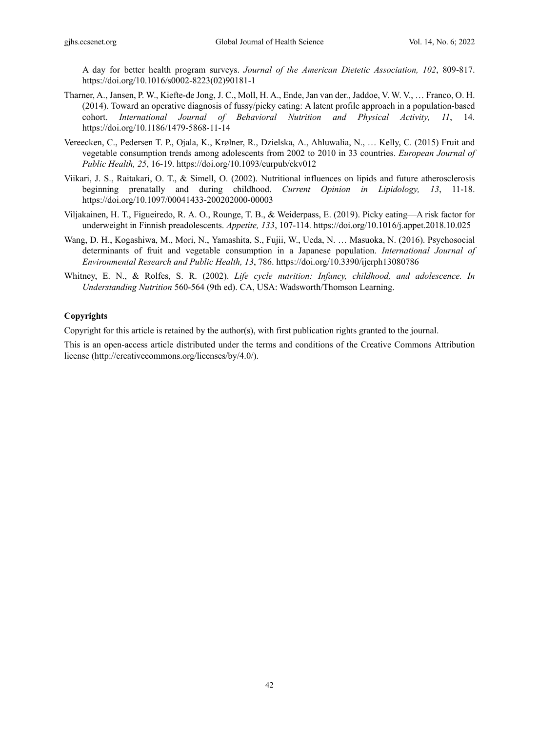A day for better health program surveys. *Journal of the American Dietetic Association, 102*, 809-817. https://doi.org/10.1016/s0002-8223(02)90181-1

Tharner, A., Jansen, P. W., Kiefte-de Jong, J. C., Moll, H. A., Ende, Jan van der., Jaddoe, V. W. V., … Franco, O. H. (2014). Toward an operative diagnosis of fussy/picky eating: A latent profile approach in a population-based cohort. *International Journal of Behavioral Nutrition and Physical Activity, 11*, 14. https://doi.org/10.1186/1479-5868-11-14

Vereecken, C., Pedersen T. P., Ojala, K., Krølner, R., Dzielska, A., Ahluwalia, N., … Kelly, C. (2015) Fruit and vegetable consumption trends among adolescents from 2002 to 2010 in 33 countries. *European Journal of Public Health, 25*, 16-19. https://doi.org/10.1093/eurpub/ckv012

Viikari, J. S., Raitakari, O. T., & Simell, O. (2002). Nutritional influences on lipids and future atherosclerosis beginning prenatally and during childhood. *Current Opinion in Lipidology, 13*, 11-18. https://doi.org/10.1097/00041433-200202000-00003

Viljakainen, H. T., Figueiredo, R. A. O., Rounge, T. B., & Weiderpass, E. (2019). Picky eating—A risk factor for underweight in Finnish preadolescents. *Appetite, 133*, 107-114. https://doi.org/10.1016/j.appet.2018.10.025

Wang, D. H., Kogashiwa, M., Mori, N., Yamashita, S., Fujii, W., Ueda, N. … Masuoka, N. (2016). Psychosocial determinants of fruit and vegetable consumption in a Japanese population. *International Journal of Environmental Research and Public Health, 13*, 786. https://doi.org/10.3390/ijerph13080786

Whitney, E. N., & Rolfes, S. R. (2002). *Life cycle nutrition: Infancy, childhood, and adolescence. In Understanding Nutrition* 560-564 (9th ed). CA, USA: Wadsworth/Thomson Learning.

**Copyrights**

Copyright for this article is retained by the author(s), with first publication rights granted to the journal.

This is an open-access article distributed under the terms and conditions of the Creative Commons Attribution license (http://creativecommons.org/licenses/by/4.0/).